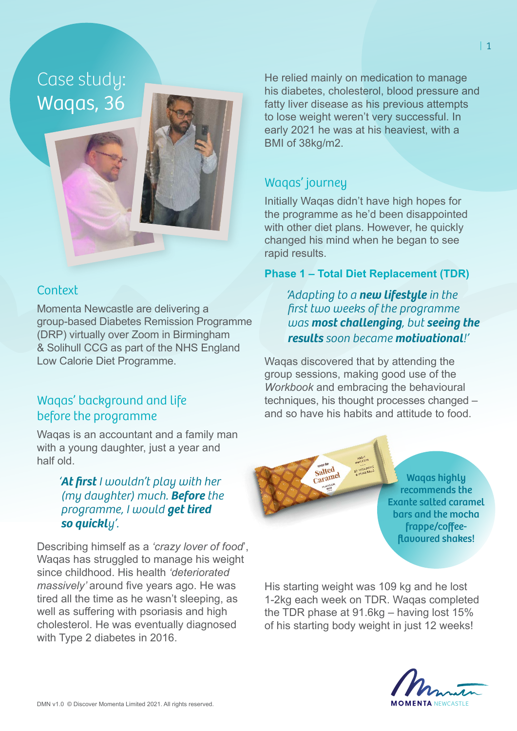# Case study: Waqas, 36

## Context

Momenta Newcastle are delivering a group-based Diabetes Remission Programme (DRP) virtually over Zoom in Birmingham & Solihull CCG as part of the NHS England Low Calorie Diet Programme.

## Waqas' background and life before the programme

Waqas is an accountant and a family man with a young daughter, just a year and half old.

> *'**At first** I wouldn't play with her (my daughter) much. **Before** the programme, I would **get tired so quickly**'.*

Describing himself as a *'crazy lover of food'*, Waqas has struggled to manage his weight since childhood. His health *'deteriorated massively'* around five years ago. He was tired all the time as he wasn't sleeping, as well as suffering with psoriasis and high cholesterol. He was eventually diagnosed with Type 2 diabetes in 2016.

He relied mainly on medication to manage his diabetes, cholesterol, blood pressure and fatty liver disease as his previous attempts to lose weight weren't very successful. In early 2021 he was at his heaviest, with a BMI of 38kg/m2.

## Waqas' journey

Initially Waqas didn't have high hopes for the programme as he'd been disappointed with other diet plans. However, he quickly changed his mind when he began to see rapid results.

### Phase 1 – Total Diet Replacement (TDR)

> *'Adapting to a **new lifestyle** in the first two weeks of the programme was **most challenging**, but **seeing the results** soon became **motivational**!'*

Waqas discovered that by attending the group sessions, making good use of the *Workbook* and embracing the behavioural techniques, his thought processes changed – and so have his habits and attitude to food.

**Waqas highly recommends the Exante salted caramel bars and the mocha frappe/coffee-flavoured shakes!**

His starting weight was 109 kg and he lost 1-2kg each week on TDR. Waqas completed the TDR phase at 91.6kg – having lost 15% of his starting body weight in just 12 weeks!

DMN v1.0 © Discover Momenta Limited 2021. All rights reserved.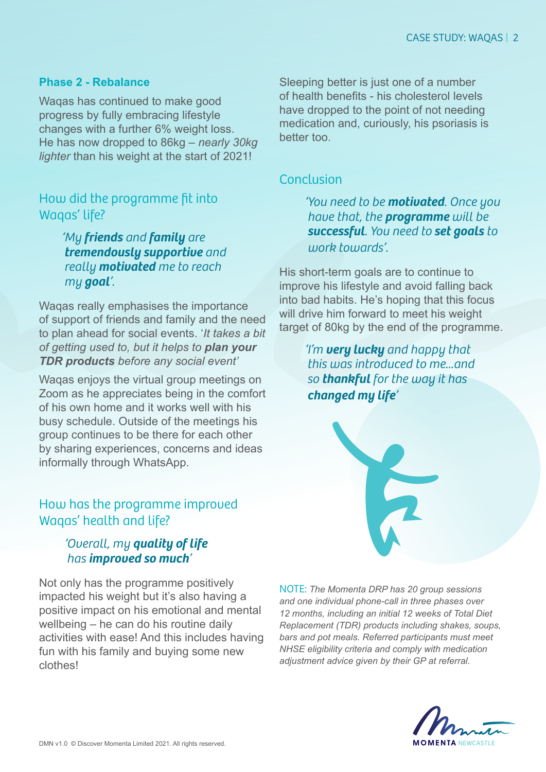### Phase 2 - Rebalance

Waqas has continued to make good progress by fully embracing lifestyle changes with a further 6% weight loss. He has now dropped to 86kg – *nearly 30kg lighter* than his weight at the start of 2021!

## How did the programme fit into Waqas' life?

> *'My **friends** and **family** are **tremendously supportive** and really **motivated** me to reach my **goal**'.*

Waqas really emphasises the importance of support of friends and family and the need to plan ahead for social events. '*It takes a bit of getting used to, but it helps to **plan your TDR products** before any social event'*

Waqas enjoys the virtual group meetings on Zoom as he appreciates being in the comfort of his own home and it works well with his busy schedule. Outside of the meetings his group continues to be there for each other by sharing experiences, concerns and ideas informally through WhatsApp.

## How has the programme improved Waqas' health and life?

> *'Overall, my **quality of life** has **improved so much**'*

Not only has the programme positively impacted his weight but it's also having a positive impact on his emotional and mental wellbeing – he can do his routine daily activities with ease! And this includes having fun with his family and buying some new clothes!

Sleeping better is just one of a number of health benefits - his cholesterol levels have dropped to the point of not needing medication and, curiously, his psoriasis is better too.

## Conclusion

> *'You need to be **motivated**. Once you have that, the **programme** will be **successful**. You need to **set goals** to work towards'.*

His short-term goals are to continue to improve his lifestyle and avoid falling back into bad habits. He's hoping that this focus will drive him forward to meet his weight target of 80kg by the end of the programme.

> *'I'm **very lucky** and happy that this was introduced to me...and so **thankful** for the way it has **changed my life**'*

NOTE: *The Momenta DRP has 20 group sessions and one individual phone-call in three phases over 12 months, including an initial 12 weeks of Total Diet Replacement (TDR) products including shakes, soups, bars and pot meals. Referred participants must meet NHSE eligibility criteria and comply with medication adjustment advice given by their GP at referral.*

DMN v1.0 © Discover Momenta Limited 2021. All rights reserved.

MOMENTA NEWCASTLE